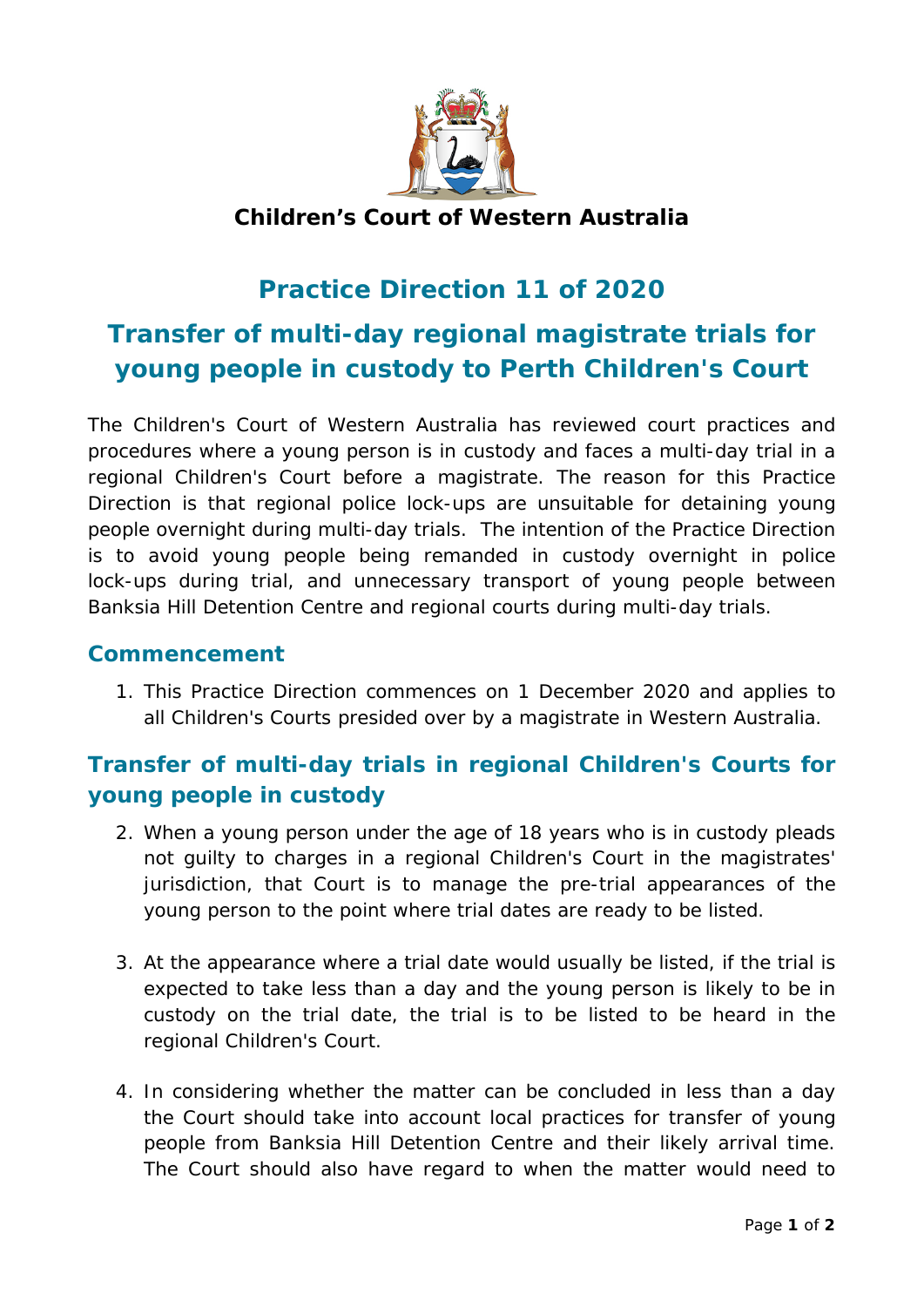**Children's Court of Western Australia**

# Practice Direction 11 of 2020

# Transfer of multi-day regional magistrate trials for young people in custody to Perth Children's Court

The Children's Court of Western Australia has reviewed court practices and procedures where a young person is in custody and faces a multi-day trial in a regional Children's Court before a magistrate. The reason for this Practice Direction is that regional police lock-ups are unsuitable for detaining young people overnight during multi-day trials. The intention of the Practice Direction is to avoid young people being remanded in custody overnight in police lock-ups during trial, and unnecessary transport of young people between Banksia Hill Detention Centre and regional courts during multi-day trials.

## Commencement

1. This Practice Direction commences on 1 December 2020 and applies to all Children's Courts presided over by a magistrate in Western Australia.

## Transfer of multi-day trials in regional Children's Courts for young people in custody

2. When a young person under the age of 18 years who is in custody pleads not guilty to charges in a regional Children's Court in the magistrates' jurisdiction, that Court is to manage the pre-trial appearances of the young person to the point where trial dates are ready to be listed.

3. At the appearance where a trial date would usually be listed, if the trial is expected to take less than a day and the young person is likely to be in custody on the trial date, the trial is to be listed to be heard in the regional Children's Court.

4. In considering whether the matter can be concluded in less than a day the Court should take into account local practices for transfer of young people from Banksia Hill Detention Centre and their likely arrival time. The Court should also have regard to when the matter would need to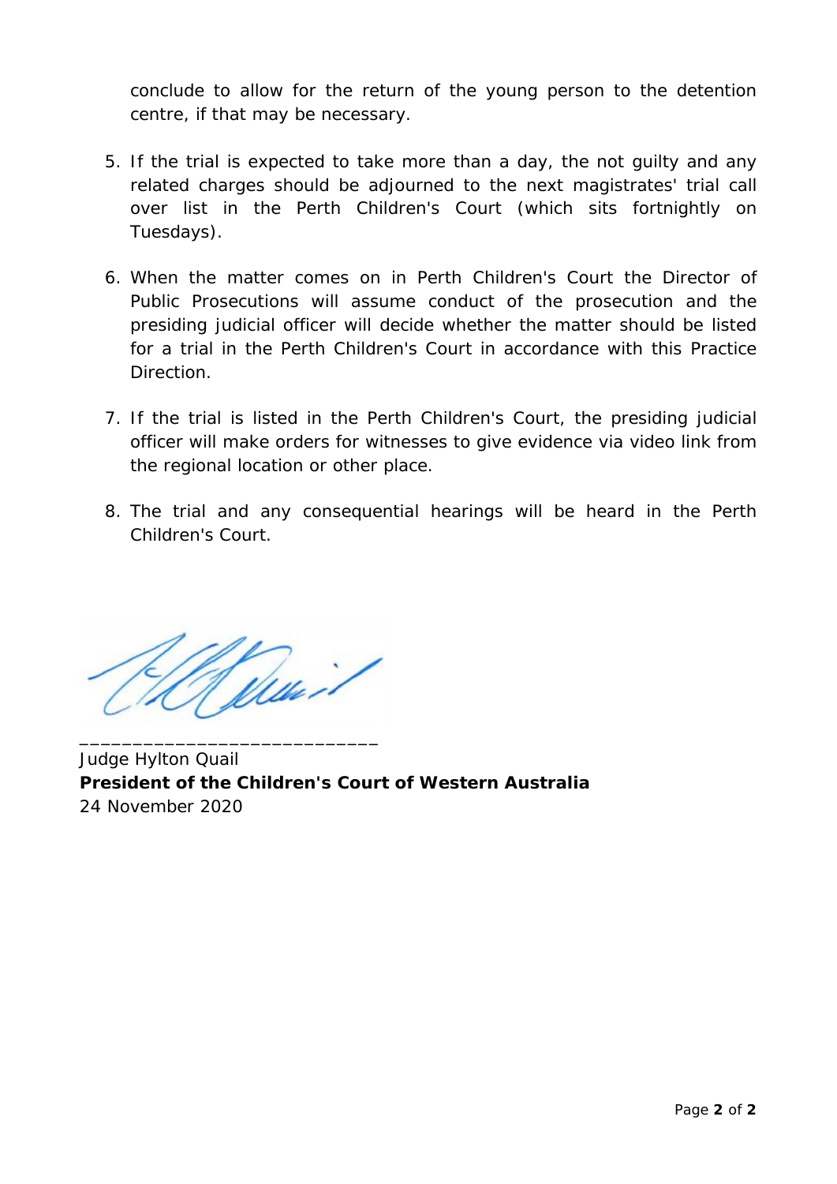conclude to allow for the return of the young person to the detention centre, if that may be necessary.

5. If the trial is expected to take more than a day, the not guilty and any related charges should be adjourned to the next magistrates' trial call over list in the Perth Children's Court (which sits fortnightly on Tuesdays).

6. When the matter comes on in Perth Children's Court the Director of Public Prosecutions will assume conduct of the prosecution and the presiding judicial officer will decide whether the matter should be listed for a trial in the Perth Children's Court in accordance with this Practice Direction.

7. If the trial is listed in the Perth Children's Court, the presiding judicial officer will make orders for witnesses to give evidence via video link from the regional location or other place.

8. The trial and any consequential hearings will be heard in the Perth Children's Court.

___________________________

Judge Hylton Quail
**President of the Children's Court of Western Australia**
24 November 2020